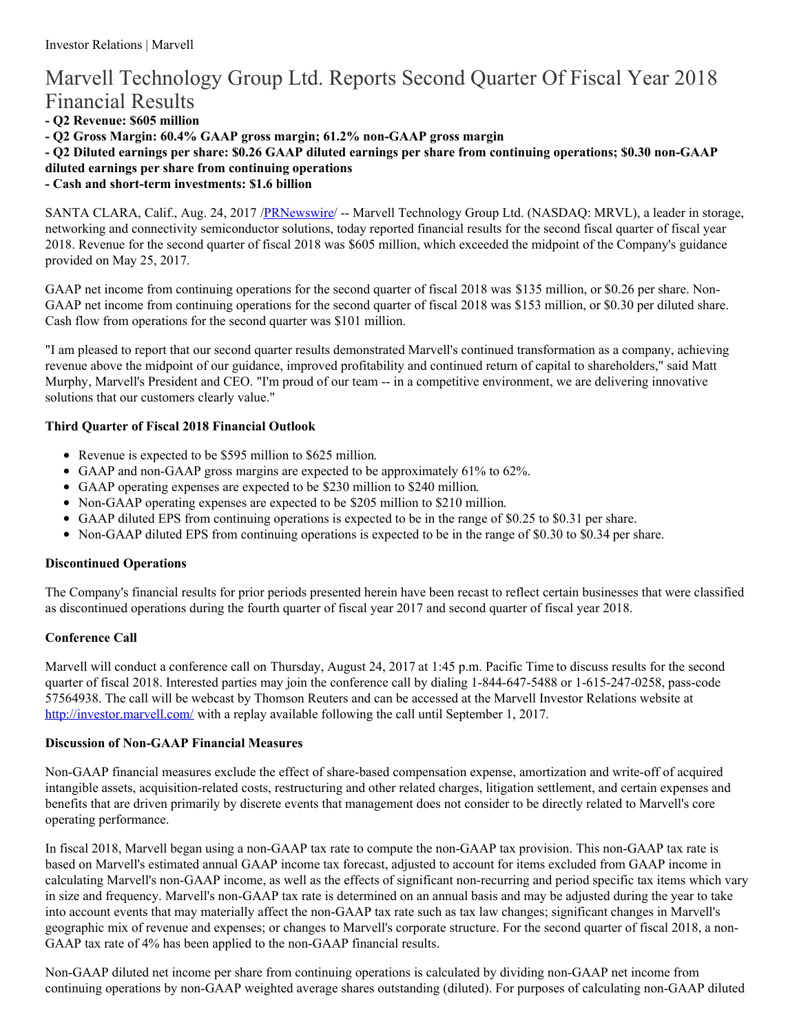# Marvell Technology Group Ltd. Reports Second Quarter Of Fiscal Year 2018 Financial Results

**- Q2 Revenue: $605 million**

**- Q2 Gross Margin: 60.4% GAAP gross margin; 61.2% non-GAAP gross margin**

**- Q2 Diluted earnings per share: $0.26 GAAP diluted earnings per share from continuing operations; $0.30 non-GAAP diluted earnings per share from continuing operations**

**- Cash and short-term investments: $1.6 billion**

SANTA CLARA, Calif., Aug. 24, 2017 /PRNewswire/ -- Marvell Technology Group Ltd. (NASDAQ: MRVL), a leader in storage, networking and connectivity semiconductor solutions, today reported financial results for the second fiscal quarter of fiscal year 2018. Revenue for the second quarter of fiscal 2018 was $605 million, which exceeded the midpoint of the Company's guidance provided on May 25, 2017.

GAAP net income from continuing operations for the second quarter of fiscal 2018 was $135 million, or $0.26 per share. Non-GAAP net income from continuing operations for the second quarter of fiscal 2018 was $153 million, or $0.30 per diluted share. Cash flow from operations for the second quarter was $101 million.

"I am pleased to report that our second quarter results demonstrated Marvell's continued transformation as a company, achieving revenue above the midpoint of our guidance, improved profitability and continued return of capital to shareholders," said Matt Murphy, Marvell's President and CEO. "I'm proud of our team -- in a competitive environment, we are delivering innovative solutions that our customers clearly value."

### Third Quarter of Fiscal 2018 Financial Outlook

- Revenue is expected to be $595 million to $625 million.
- GAAP and non-GAAP gross margins are expected to be approximately 61% to 62%.
- GAAP operating expenses are expected to be $230 million to $240 million.
- Non-GAAP operating expenses are expected to be $205 million to $210 million.
- GAAP diluted EPS from continuing operations is expected to be in the range of $0.25 to $0.31 per share.
- Non-GAAP diluted EPS from continuing operations is expected to be in the range of $0.30 to $0.34 per share.

### Discontinued Operations

The Company's financial results for prior periods presented herein have been recast to reflect certain businesses that were classified as discontinued operations during the fourth quarter of fiscal year 2017 and second quarter of fiscal year 2018.

### Conference Call

Marvell will conduct a conference call on Thursday, August 24, 2017 at 1:45 p.m. Pacific Time to discuss results for the second quarter of fiscal 2018. Interested parties may join the conference call by dialing 1-844-647-5488 or 1-615-247-0258, pass-code 57564938. The call will be webcast by Thomson Reuters and can be accessed at the Marvell Investor Relations website at http://investor.marvell.com/ with a replay available following the call until September 1, 2017.

### Discussion of Non-GAAP Financial Measures

Non-GAAP financial measures exclude the effect of share-based compensation expense, amortization and write-off of acquired intangible assets, acquisition-related costs, restructuring and other related charges, litigation settlement, and certain expenses and benefits that are driven primarily by discrete events that management does not consider to be directly related to Marvell's core operating performance.

In fiscal 2018, Marvell began using a non-GAAP tax rate to compute the non-GAAP tax provision. This non-GAAP tax rate is based on Marvell's estimated annual GAAP income tax forecast, adjusted to account for items excluded from GAAP income in calculating Marvell's non-GAAP income, as well as the effects of significant non-recurring and period specific tax items which vary in size and frequency. Marvell's non-GAAP tax rate is determined on an annual basis and may be adjusted during the year to take into account events that may materially affect the non-GAAP tax rate such as tax law changes; significant changes in Marvell's geographic mix of revenue and expenses; or changes to Marvell's corporate structure. For the second quarter of fiscal 2018, a non-GAAP tax rate of 4% has been applied to the non-GAAP financial results.

Non-GAAP diluted net income per share from continuing operations is calculated by dividing non-GAAP net income from continuing operations by non-GAAP weighted average shares outstanding (diluted). For purposes of calculating non-GAAP diluted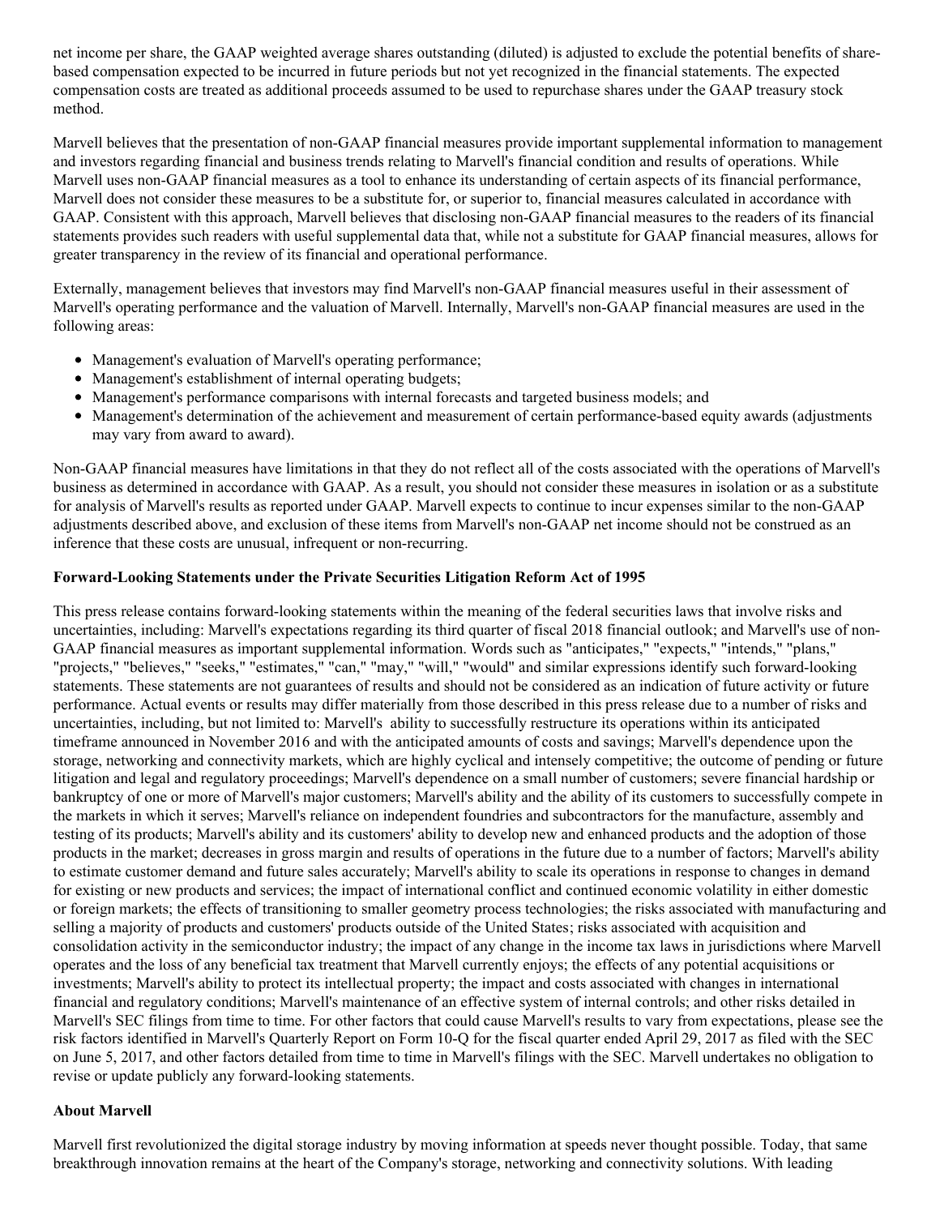net income per share, the GAAP weighted average shares outstanding (diluted) is adjusted to exclude the potential benefits of share-based compensation expected to be incurred in future periods but not yet recognized in the financial statements. The expected compensation costs are treated as additional proceeds assumed to be used to repurchase shares under the GAAP treasury stock method.

Marvell believes that the presentation of non-GAAP financial measures provide important supplemental information to management and investors regarding financial and business trends relating to Marvell's financial condition and results of operations. While Marvell uses non-GAAP financial measures as a tool to enhance its understanding of certain aspects of its financial performance, Marvell does not consider these measures to be a substitute for, or superior to, financial measures calculated in accordance with GAAP. Consistent with this approach, Marvell believes that disclosing non-GAAP financial measures to the readers of its financial statements provides such readers with useful supplemental data that, while not a substitute for GAAP financial measures, allows for greater transparency in the review of its financial and operational performance.

Externally, management believes that investors may find Marvell's non-GAAP financial measures useful in their assessment of Marvell's operating performance and the valuation of Marvell. Internally, Marvell's non-GAAP financial measures are used in the following areas:

- Management's evaluation of Marvell's operating performance;
- Management's establishment of internal operating budgets;
- Management's performance comparisons with internal forecasts and targeted business models; and
- Management's determination of the achievement and measurement of certain performance-based equity awards (adjustments may vary from award to award).

Non-GAAP financial measures have limitations in that they do not reflect all of the costs associated with the operations of Marvell's business as determined in accordance with GAAP. As a result, you should not consider these measures in isolation or as a substitute for analysis of Marvell's results as reported under GAAP. Marvell expects to continue to incur expenses similar to the non-GAAP adjustments described above, and exclusion of these items from Marvell's non-GAAP net income should not be construed as an inference that these costs are unusual, infrequent or non-recurring.

**Forward-Looking Statements under the Private Securities Litigation Reform Act of 1995**

This press release contains forward-looking statements within the meaning of the federal securities laws that involve risks and uncertainties, including: Marvell's expectations regarding its third quarter of fiscal 2018 financial outlook; and Marvell's use of non-GAAP financial measures as important supplemental information. Words such as "anticipates," "expects," "intends," "plans," "projects," "believes," "seeks," "estimates," "can," "may," "will," "would" and similar expressions identify such forward-looking statements. These statements are not guarantees of results and should not be considered as an indication of future activity or future performance. Actual events or results may differ materially from those described in this press release due to a number of risks and uncertainties, including, but not limited to: Marvell's ability to successfully restructure its operations within its anticipated timeframe announced in November 2016 and with the anticipated amounts of costs and savings; Marvell's dependence upon the storage, networking and connectivity markets, which are highly cyclical and intensely competitive; the outcome of pending or future litigation and legal and regulatory proceedings; Marvell's dependence on a small number of customers; severe financial hardship or bankruptcy of one or more of Marvell's major customers; Marvell's ability and the ability of its customers to successfully compete in the markets in which it serves; Marvell's reliance on independent foundries and subcontractors for the manufacture, assembly and testing of its products; Marvell's ability and its customers' ability to develop new and enhanced products and the adoption of those products in the market; decreases in gross margin and results of operations in the future due to a number of factors; Marvell's ability to estimate customer demand and future sales accurately; Marvell's ability to scale its operations in response to changes in demand for existing or new products and services; the impact of international conflict and continued economic volatility in either domestic or foreign markets; the effects of transitioning to smaller geometry process technologies; the risks associated with manufacturing and selling a majority of products and customers' products outside of the United States; risks associated with acquisition and consolidation activity in the semiconductor industry; the impact of any change in the income tax laws in jurisdictions where Marvell operates and the loss of any beneficial tax treatment that Marvell currently enjoys; the effects of any potential acquisitions or investments; Marvell's ability to protect its intellectual property; the impact and costs associated with changes in international financial and regulatory conditions; Marvell's maintenance of an effective system of internal controls; and other risks detailed in Marvell's SEC filings from time to time. For other factors that could cause Marvell's results to vary from expectations, please see the risk factors identified in Marvell's Quarterly Report on Form 10-Q for the fiscal quarter ended April 29, 2017 as filed with the SEC on June 5, 2017, and other factors detailed from time to time in Marvell's filings with the SEC. Marvell undertakes no obligation to revise or update publicly any forward-looking statements.

**About Marvell**

Marvell first revolutionized the digital storage industry by moving information at speeds never thought possible. Today, that same breakthrough innovation remains at the heart of the Company's storage, networking and connectivity solutions. With leading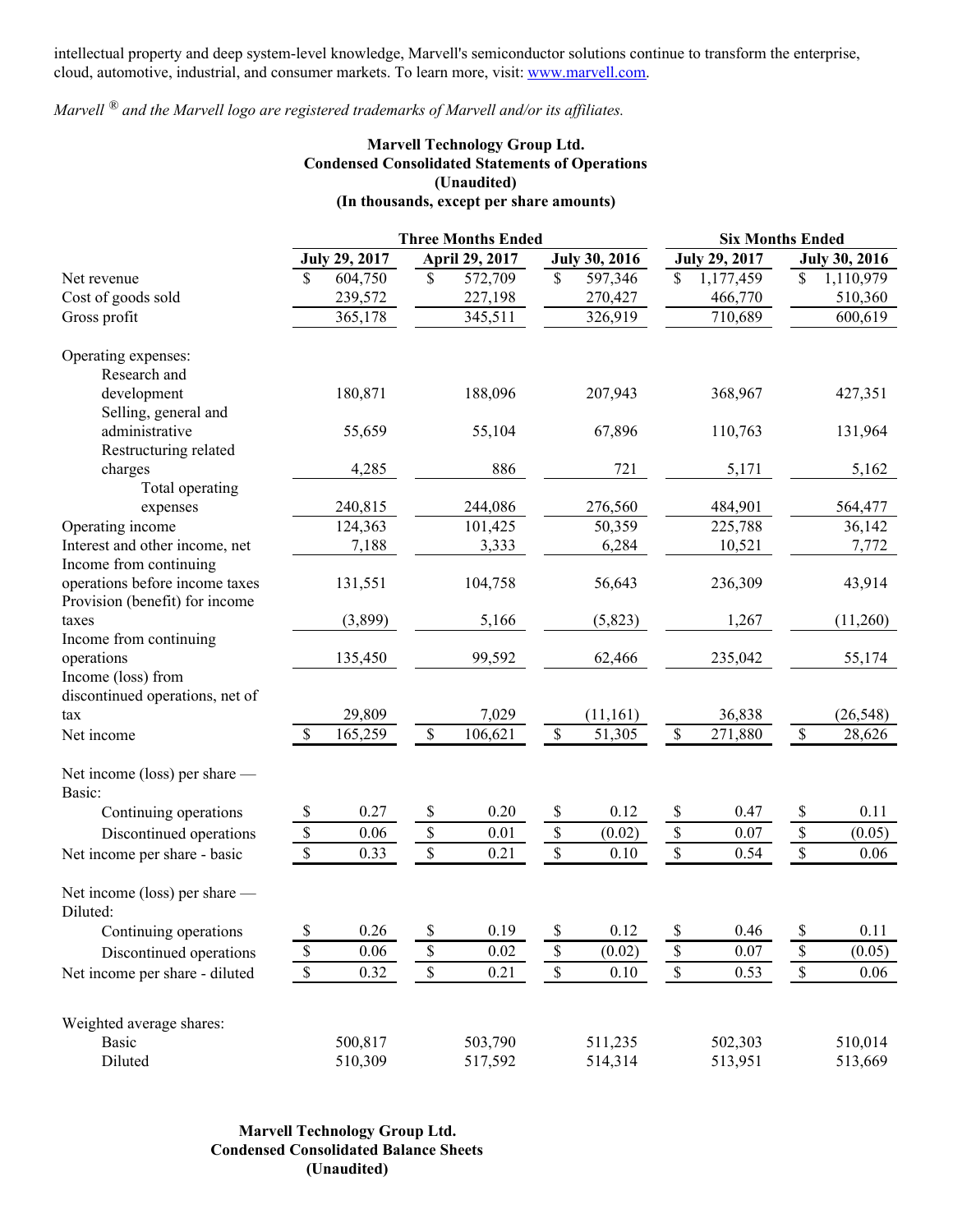intellectual property and deep system-level knowledge, Marvell's semiconductor solutions continue to transform the enterprise, cloud, automotive, industrial, and consumer markets. To learn more, visit: www.marvell.com.

*Marvell ® and the Marvell logo are registered trademarks of Marvell and/or its affiliates.*

**Marvell Technology Group Ltd.**
**Condensed Consolidated Statements of Operations**
**(Unaudited)**
**(In thousands, except per share amounts)**

| | Three Months Ended | | | Six Months Ended | |
|---|---|---|---|---|---|
| | July 29, 2017 | April 29, 2017 | July 30, 2016 | July 29, 2017 | July 30, 2016 |
| Net revenue | $ 604,750 | $ 572,709 | $ 597,346 | $ 1,177,459 | $ 1,110,979 |
| Cost of goods sold | 239,572 | 227,198 | 270,427 | 466,770 | 510,360 |
| Gross profit | 365,178 | 345,511 | 326,919 | 710,689 | 600,619 |
| Operating expenses: | | | | | |
| Research and development | 180,871 | 188,096 | 207,943 | 368,967 | 427,351 |
| Selling, general and administrative | 55,659 | 55,104 | 67,896 | 110,763 | 131,964 |
| Restructuring related charges | 4,285 | 886 | 721 | 5,171 | 5,162 |
| Total operating expenses | 240,815 | 244,086 | 276,560 | 484,901 | 564,477 |
| Operating income | 124,363 | 101,425 | 50,359 | 225,788 | 36,142 |
| Interest and other income, net | 7,188 | 3,333 | 6,284 | 10,521 | 7,772 |
| Income from continuing operations before income taxes | 131,551 | 104,758 | 56,643 | 236,309 | 43,914 |
| Provision (benefit) for income taxes | (3,899) | 5,166 | (5,823) | 1,267 | (11,260) |
| Income from continuing operations | 135,450 | 99,592 | 62,466 | 235,042 | 55,174 |
| Income (loss) from discontinued operations, net of tax | 29,809 | 7,029 | (11,161) | 36,838 | (26,548) |
| Net income | $ 165,259 | $ 106,621 | $ 51,305 | $ 271,880 | $ 28,626 |
| Net income (loss) per share — Basic: | | | | | |
| Continuing operations | $ 0.27 | $ 0.20 | $ 0.12 | $ 0.47 | $ 0.11 |
| Discontinued operations | $ 0.06 | $ 0.01 | $ (0.02) | $ 0.07 | $ (0.05) |
| Net income per share - basic | $ 0.33 | $ 0.21 | $ 0.10 | $ 0.54 | $ 0.06 |
| Net income (loss) per share — Diluted: | | | | | |
| Continuing operations | $ 0.26 | $ 0.19 | $ 0.12 | $ 0.46 | $ 0.11 |
| Discontinued operations | $ 0.06 | $ 0.02 | $ (0.02) | $ 0.07 | $ (0.05) |
| Net income per share - diluted | $ 0.32 | $ 0.21 | $ 0.10 | $ 0.53 | $ 0.06 |
| Weighted average shares: | | | | | |
| Basic | 500,817 | 503,790 | 511,235 | 502,303 | 510,014 |
| Diluted | 510,309 | 517,592 | 514,314 | 513,951 | 513,669 |

**Marvell Technology Group Ltd.**
**Condensed Consolidated Balance Sheets**
**(Unaudited)**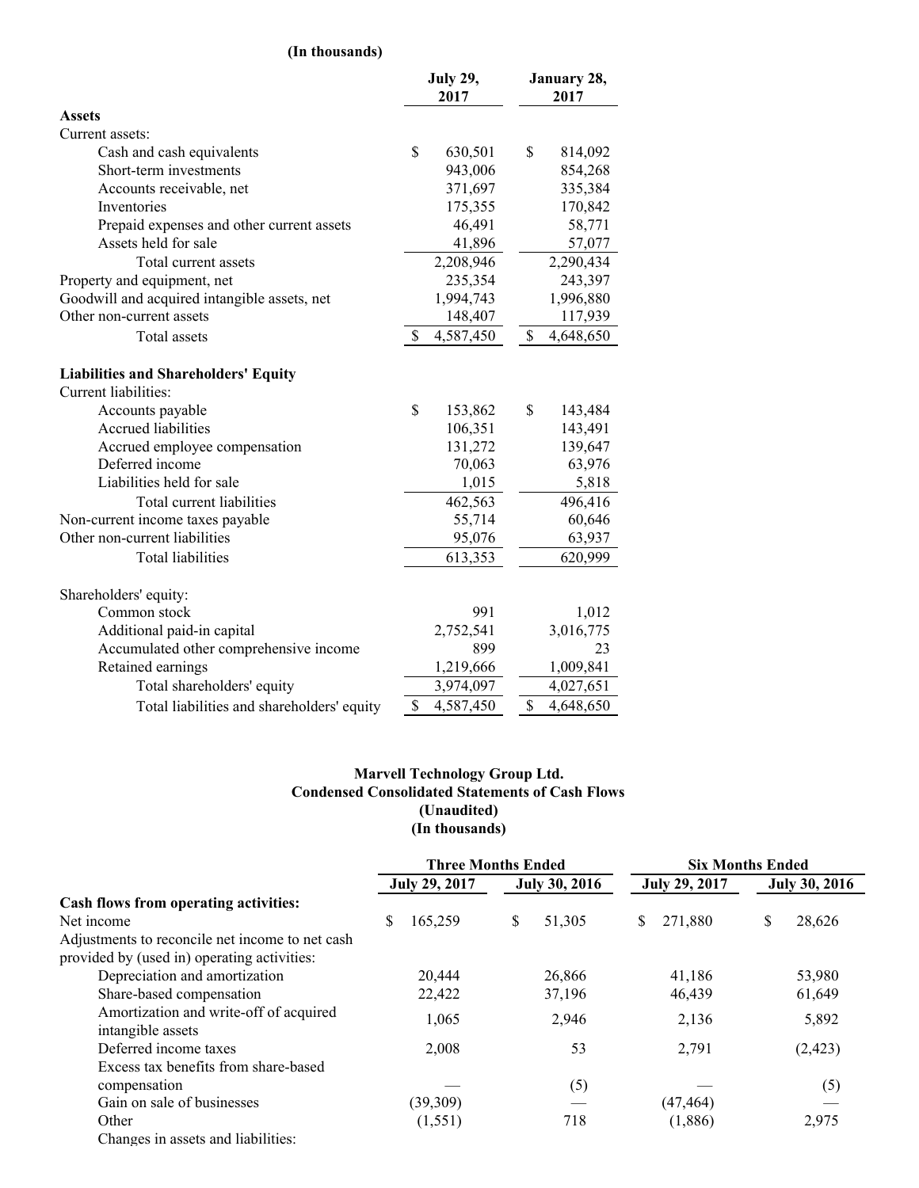(In thousands)

| | July 29, 2017 | January 28, 2017 |
|---|---|---|
| **Assets** | | |
| Current assets: | | |
| Cash and cash equivalents | $ 630,501 | $ 814,092 |
| Short-term investments | 943,006 | 854,268 |
| Accounts receivable, net | 371,697 | 335,384 |
| Inventories | 175,355 | 170,842 |
| Prepaid expenses and other current assets | 46,491 | 58,771 |
| Assets held for sale | 41,896 | 57,077 |
| Total current assets | 2,208,946 | 2,290,434 |
| Property and equipment, net | 235,354 | 243,397 |
| Goodwill and acquired intangible assets, net | 1,994,743 | 1,996,880 |
| Other non-current assets | 148,407 | 117,939 |
| Total assets | $ 4,587,450 | $ 4,648,650 |
| **Liabilities and Shareholders' Equity** | | |
| Current liabilities: | | |
| Accounts payable | $ 153,862 | $ 143,484 |
| Accrued liabilities | 106,351 | 143,491 |
| Accrued employee compensation | 131,272 | 139,647 |
| Deferred income | 70,063 | 63,976 |
| Liabilities held for sale | 1,015 | 5,818 |
| Total current liabilities | 462,563 | 496,416 |
| Non-current income taxes payable | 55,714 | 60,646 |
| Other non-current liabilities | 95,076 | 63,937 |
| Total liabilities | 613,353 | 620,999 |
| Shareholders' equity: | | |
| Common stock | 991 | 1,012 |
| Additional paid-in capital | 2,752,541 | 3,016,775 |
| Accumulated other comprehensive income | 899 | 23 |
| Retained earnings | 1,219,666 | 1,009,841 |
| Total shareholders' equity | 3,974,097 | 4,027,651 |
| Total liabilities and shareholders' equity | $ 4,587,450 | $ 4,648,650 |

**Marvell Technology Group Ltd.**
**Condensed Consolidated Statements of Cash Flows**
**(Unaudited)**
**(In thousands)**

| | Three Months Ended | | Six Months Ended | |
|---|---|---|---|---|
| | July 29, 2017 | July 30, 2016 | July 29, 2017 | July 30, 2016 |
| **Cash flows from operating activities:** | | | | |
| Net income | $ 165,259 | $ 51,305 | $ 271,880 | $ 28,626 |
| Adjustments to reconcile net income to net cash provided by (used in) operating activities: | | | | |
| Depreciation and amortization | 20,444 | 26,866 | 41,186 | 53,980 |
| Share-based compensation | 22,422 | 37,196 | 46,439 | 61,649 |
| Amortization and write-off of acquired intangible assets | 1,065 | 2,946 | 2,136 | 5,892 |
| Deferred income taxes | 2,008 | 53 | 2,791 | (2,423) |
| Excess tax benefits from share-based compensation | — | (5) | — | (5) |
| Gain on sale of businesses | (39,309) | — | (47,464) | — |
| Other | (1,551) | 718 | (1,886) | 2,975 |
| Changes in assets and liabilities: | | | | |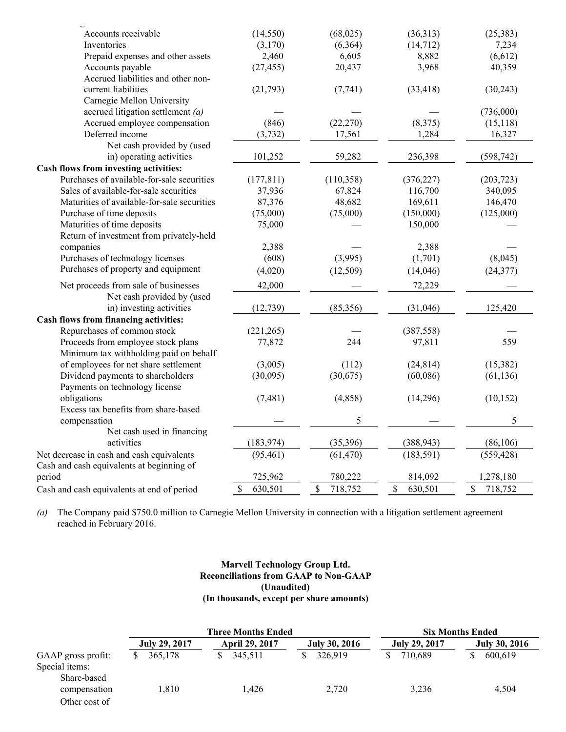| | | | | |
|---|---|---|---|---|
| Accounts receivable | (14,550) | (68,025) | (36,313) | (25,383) |
| Inventories | (3,170) | (6,364) | (14,712) | 7,234 |
| Prepaid expenses and other assets | 2,460 | 6,605 | 8,882 | (6,612) |
| Accounts payable | (27,455) | 20,437 | 3,968 | 40,359 |
| Accrued liabilities and other non-current liabilities | (21,793) | (7,741) | (33,418) | (30,243) |
| Carnegie Mellon University accrued litigation settlement *(a)* | — | — | — | (736,000) |
| Accrued employee compensation | (846) | (22,270) | (8,375) | (15,118) |
| Deferred income | (3,732) | 17,561 | 1,284 | 16,327 |
| Net cash provided by (used in) operating activities | 101,252 | 59,282 | 236,398 | (598,742) |
| **Cash flows from investing activities:** | | | | |
| Purchases of available-for-sale securities | (177,811) | (110,358) | (376,227) | (203,723) |
| Sales of available-for-sale securities | 37,936 | 67,824 | 116,700 | 340,095 |
| Maturities of available-for-sale securities | 87,376 | 48,682 | 169,611 | 146,470 |
| Purchase of time deposits | (75,000) | (75,000) | (150,000) | (125,000) |
| Maturities of time deposits | 75,000 | — | 150,000 | — |
| Return of investment from privately-held companies | 2,388 | — | 2,388 | — |
| Purchases of technology licenses | (608) | (3,995) | (1,701) | (8,045) |
| Purchases of property and equipment | (4,020) | (12,509) | (14,046) | (24,377) |
| Net proceeds from sale of businesses | 42,000 | — | 72,229 | — |
| Net cash provided by (used in) investing activities | (12,739) | (85,356) | (31,046) | 125,420 |
| **Cash flows from financing activities:** | | | | |
| Repurchases of common stock | (221,265) | — | (387,558) | — |
| Proceeds from employee stock plans | 77,872 | 244 | 97,811 | 559 |
| Minimum tax withholding paid on behalf of employees for net share settlement | (3,005) | (112) | (24,814) | (15,382) |
| Dividend payments to shareholders | (30,095) | (30,675) | (60,086) | (61,136) |
| Payments on technology license obligations | (7,481) | (4,858) | (14,296) | (10,152) |
| Excess tax benefits from share-based compensation | — | 5 | — | 5 |
| Net cash used in financing activities | (183,974) | (35,396) | (388,943) | (86,106) |
| Net decrease in cash and cash equivalents | (95,461) | (61,470) | (183,591) | (559,428) |
| Cash and cash equivalents at beginning of period | 725,962 | 780,222 | 814,092 | 1,278,180 |
| Cash and cash equivalents at end of period | $ 630,501 | $ 718,752 | $ 630,501 | $ 718,752 |

*(a)* The Company paid $750.0 million to Carnegie Mellon University in connection with a litigation settlement agreement reached in February 2016.

**Marvell Technology Group Ltd.**
**Reconciliations from GAAP to Non-GAAP**
**(Unaudited)**
**(In thousands, except per share amounts)**

| | Three Months Ended | | | Six Months Ended | |
|---|---|---|---|---|---|
| | July 29, 2017 | April 29, 2017 | July 30, 2016 | July 29, 2017 | July 30, 2016 |
| GAAP gross profit: | $ 365,178 | $ 345,511 | $ 326,919 | $ 710,689 | $ 600,619 |
| Special items: | | | | | |
| Share-based compensation | 1,810 | 1,426 | 2,720 | 3,236 | 4,504 |
| Other cost of | | | | | |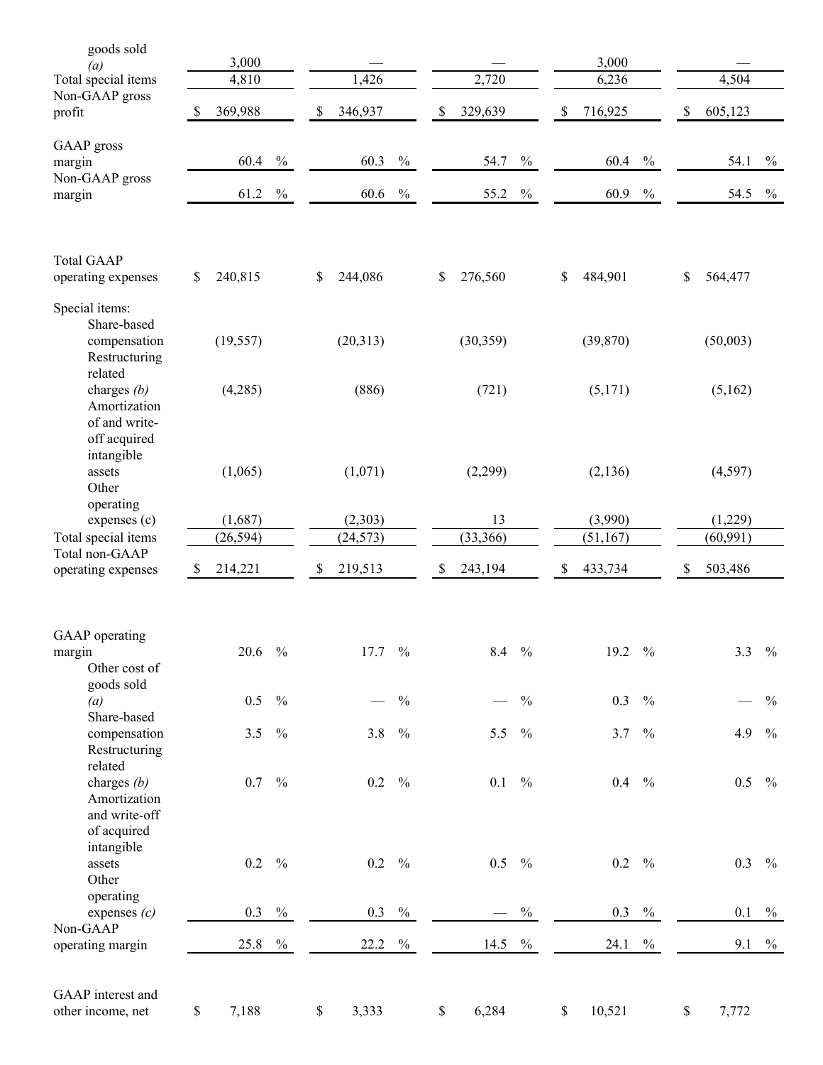| | | | | | |
|---|---|---|---|---|---|
| goods sold *(a)* | 3,000 | — | — | 3,000 | — |
| Total special items | 4,810 | 1,426 | 2,720 | 6,236 | 4,504 |
| Non-GAAP gross profit | $ 369,988 | $ 346,937 | $ 329,639 | $ 716,925 | $ 605,123 |
| | | | | | |
| GAAP gross margin | 60.4 % | 60.3 % | 54.7 % | 60.4 % | 54.1 % |
| Non-GAAP gross margin | 61.2 % | 60.6 % | 55.2 % | 60.9 % | 54.5 % |
| | | | | | |
| Total GAAP operating expenses | $ 240,815 | $ 244,086 | $ 276,560 | $ 484,901 | $ 564,477 |
| Special items: | | | | | |
| Share-based compensation | (19,557) | (20,313) | (30,359) | (39,870) | (50,003) |
| Restructuring related charges *(b)* | (4,285) | (886) | (721) | (5,171) | (5,162) |
| Amortization of and write-off acquired intangible assets | (1,065) | (1,071) | (2,299) | (2,136) | (4,597) |
| Other operating expenses (c) | (1,687) | (2,303) | 13 | (3,990) | (1,229) |
| Total special items | (26,594) | (24,573) | (33,366) | (51,167) | (60,991) |
| Total non-GAAP operating expenses | $ 214,221 | $ 219,513 | $ 243,194 | $ 433,734 | $ 503,486 |
| | | | | | |
| GAAP operating margin | 20.6 % | 17.7 % | 8.4 % | 19.2 % | 3.3 % |
| Other cost of goods sold *(a)* | 0.5 % | — % | — % | 0.3 % | — % |
| Share-based compensation | 3.5 % | 3.8 % | 5.5 % | 3.7 % | 4.9 % |
| Restructuring related charges *(b)* | 0.7 % | 0.2 % | 0.1 % | 0.4 % | 0.5 % |
| Amortization and write-off of acquired intangible assets | 0.2 % | 0.2 % | 0.5 % | 0.2 % | 0.3 % |
| Other operating expenses *(c)* | 0.3 % | 0.3 % | — % | 0.3 % | 0.1 % |
| Non-GAAP operating margin | 25.8 % | 22.2 % | 14.5 % | 24.1 % | 9.1 % |
| | | | | | |
| GAAP interest and other income, net | $ 7,188 | $ 3,333 | $ 6,284 | $ 10,521 | $ 7,772 |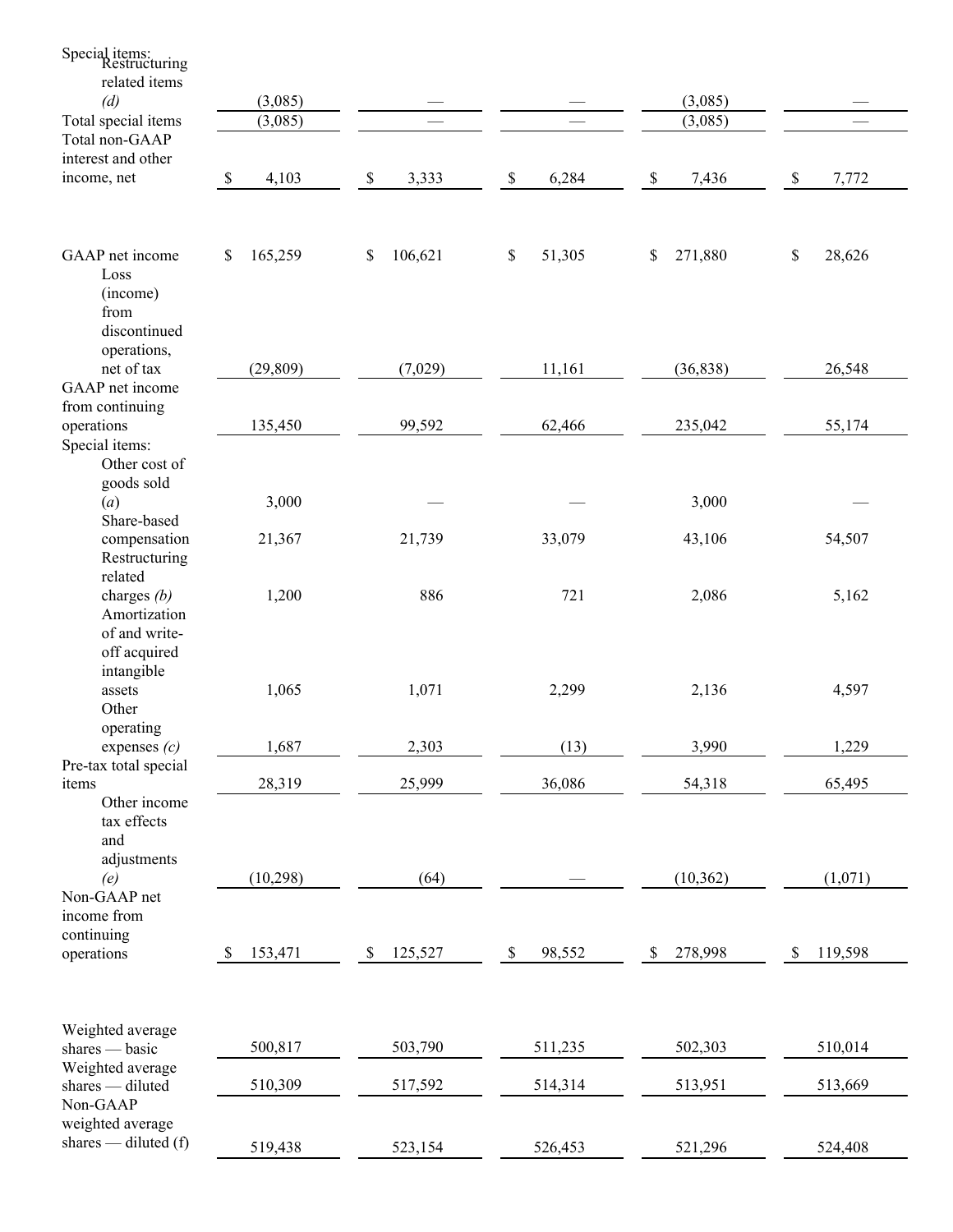| | | | | | |
|---|---|---|---|---|---|
| Special items: | | | | | |
| Restructuring related items *(d)* | (3,085) | — | — | (3,085) | — |
| Total special items | (3,085) | — | — | (3,085) | — |
| Total non-GAAP interest and other income, net | $ 4,103 | $ 3,333 | $ 6,284 | $ 7,436 | $ 7,772 |
| | | | | | |
| GAAP net income | $ 165,259 | $ 106,621 | $ 51,305 | $ 271,880 | $ 28,626 |
| Loss (income) from discontinued operations, net of tax | (29,809) | (7,029) | 11,161 | (36,838) | 26,548 |
| GAAP net income from continuing operations | 135,450 | 99,592 | 62,466 | 235,042 | 55,174 |
| Special items: | | | | | |
| Other cost of goods sold *(a)* | 3,000 | — | — | 3,000 | — |
| Share-based compensation | 21,367 | 21,739 | 33,079 | 43,106 | 54,507 |
| Restructuring related charges *(b)* | 1,200 | 886 | 721 | 2,086 | 5,162 |
| Amortization of and write-off acquired intangible assets | 1,065 | 1,071 | 2,299 | 2,136 | 4,597 |
| Other operating expenses *(c)* | 1,687 | 2,303 | (13) | 3,990 | 1,229 |
| Pre-tax total special items | 28,319 | 25,999 | 36,086 | 54,318 | 65,495 |
| Other income tax effects and adjustments *(e)* | (10,298) | (64) | — | (10,362) | (1,071) |
| Non-GAAP net income from continuing operations | $ 153,471 | $ 125,527 | $ 98,552 | $ 278,998 | $ 119,598 |
| | | | | | |
| Weighted average shares — basic | 500,817 | 503,790 | 511,235 | 502,303 | 510,014 |
| Weighted average shares — diluted | 510,309 | 517,592 | 514,314 | 513,951 | 513,669 |
| Non-GAAP weighted average shares — diluted (f) | 519,438 | 523,154 | 526,453 | 521,296 | 524,408 |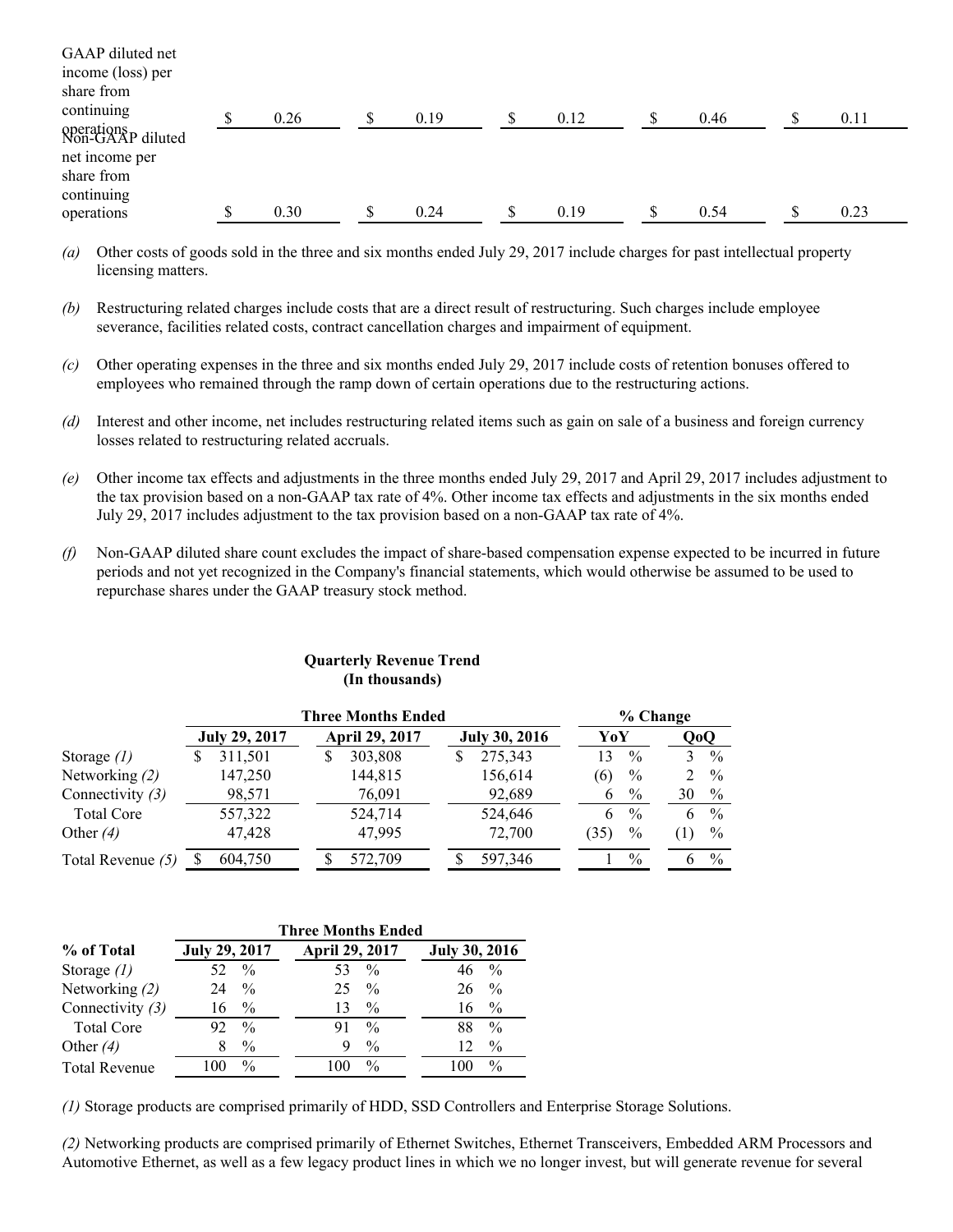| | | | | | |
|---|---|---|---|---|---|
| GAAP diluted net income (loss) per share from continuing operations | $ 0.26 | $ 0.19 | $ 0.12 | $ 0.46 | $ 0.11 |
| Non-GAAP diluted net income per share from continuing operations | $ 0.30 | $ 0.24 | $ 0.19 | $ 0.54 | $ 0.23 |

*(a)* Other costs of goods sold in the three and six months ended July 29, 2017 include charges for past intellectual property licensing matters.

*(b)* Restructuring related charges include costs that are a direct result of restructuring. Such charges include employee severance, facilities related costs, contract cancellation charges and impairment of equipment.

*(c)* Other operating expenses in the three and six months ended July 29, 2017 include costs of retention bonuses offered to employees who remained through the ramp down of certain operations due to the restructuring actions.

*(d)* Interest and other income, net includes restructuring related items such as gain on sale of a business and foreign currency losses related to restructuring related accruals.

*(e)* Other income tax effects and adjustments in the three months ended July 29, 2017 and April 29, 2017 includes adjustment to the tax provision based on a non-GAAP tax rate of 4%. Other income tax effects and adjustments in the six months ended July 29, 2017 includes adjustment to the tax provision based on a non-GAAP tax rate of 4%.

*(f)* Non-GAAP diluted share count excludes the impact of share-based compensation expense expected to be incurred in future periods and not yet recognized in the Company's financial statements, which would otherwise be assumed to be used to repurchase shares under the GAAP treasury stock method.

**Quarterly Revenue Trend**
**(In thousands)**

| | Three Months Ended | | | % Change | |
|---|---|---|---|---|---|
| | July 29, 2017 | April 29, 2017 | July 30, 2016 | YoY | QoQ |
| Storage *(1)* | $ 311,501 | $ 303,808 | $ 275,343 | 13 % | 3 % |
| Networking *(2)* | 147,250 | 144,815 | 156,614 | (6) % | 2 % |
| Connectivity *(3)* | 98,571 | 76,091 | 92,689 | 6 % | 30 % |
| Total Core | 557,322 | 524,714 | 524,646 | 6 % | 6 % |
| Other *(4)* | 47,428 | 47,995 | 72,700 | (35) % | (1) % |
| Total Revenue *(5)* | $ 604,750 | $ 572,709 | $ 597,346 | 1 % | 6 % |

| | Three Months Ended | | |
|---|---|---|---|
| % of Total | July 29, 2017 | April 29, 2017 | July 30, 2016 |
| Storage *(1)* | 52 % | 53 % | 46 % |
| Networking *(2)* | 24 % | 25 % | 26 % |
| Connectivity *(3)* | 16 % | 13 % | 16 % |
| Total Core | 92 % | 91 % | 88 % |
| Other *(4)* | 8 % | 9 % | 12 % |
| Total Revenue | 100 % | 100 % | 100 % |

*(1)* Storage products are comprised primarily of HDD, SSD Controllers and Enterprise Storage Solutions.

*(2)* Networking products are comprised primarily of Ethernet Switches, Ethernet Transceivers, Embedded ARM Processors and Automotive Ethernet, as well as a few legacy product lines in which we no longer invest, but will generate revenue for several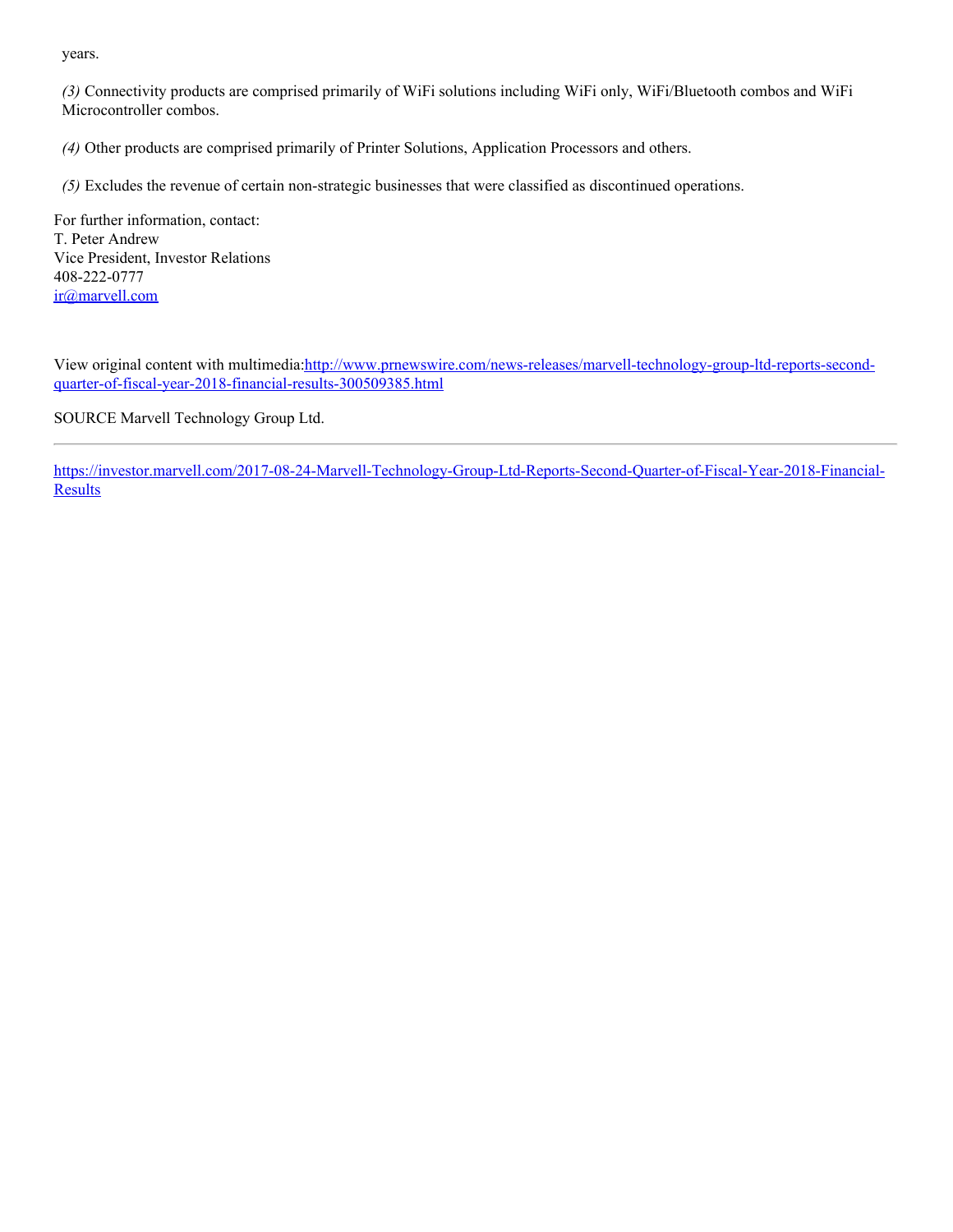years.

*(3)* Connectivity products are comprised primarily of WiFi solutions including WiFi only, WiFi/Bluetooth combos and WiFi Microcontroller combos.

*(4)* Other products are comprised primarily of Printer Solutions, Application Processors and others.

*(5)* Excludes the revenue of certain non-strategic businesses that were classified as discontinued operations.

For further information, contact:
T. Peter Andrew
Vice President, Investor Relations
408-222-0777
ir@marvell.com

View original content with multimedia:http://www.prnewswire.com/news-releases/marvell-technology-group-ltd-reports-second-quarter-of-fiscal-year-2018-financial-results-300509385.html

SOURCE Marvell Technology Group Ltd.

---

https://investor.marvell.com/2017-08-24-Marvell-Technology-Group-Ltd-Reports-Second-Quarter-of-Fiscal-Year-2018-Financial-Results